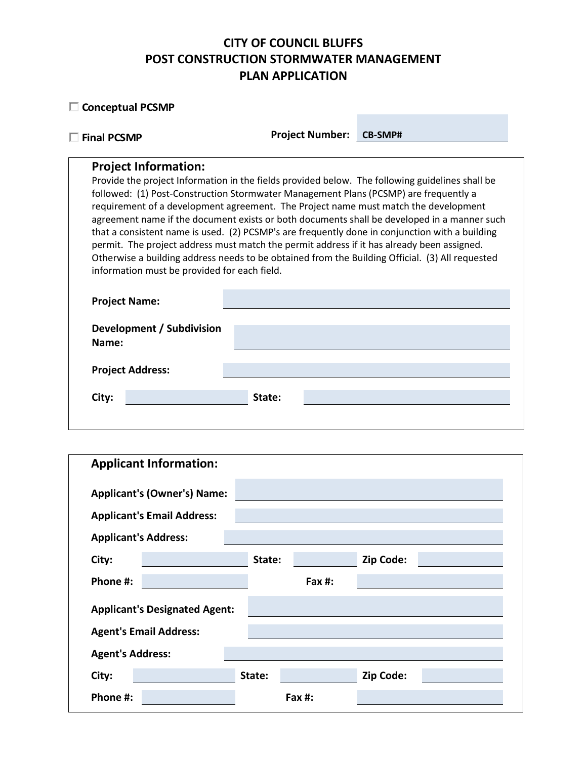# CITY OF COUNCIL BLUFFS
# POST CONSTRUCTION STORMWATER MANAGEMENT
# PLAN APPLICATION

☐ **Conceptual PCSMP**

☐ **Final PCSMP**

**Project Number:** CB-SMP# ____________

## Project Information:

Provide the project Information in the fields provided below. The following guidelines shall be followed: (1) Post-Construction Stormwater Management Plans (PCSMP) are frequently a requirement of a development agreement. The Project name must match the development agreement name if the document exists or both documents shall be developed in a manner such that a consistent name is used. (2) PCSMP's are frequently done in conjunction with a building permit. The project address must match the permit address if it has already been assigned. Otherwise a building address needs to be obtained from the Building Official. (3) All requested information must be provided for each field.

**Project Name:** ____________

**Development / Subdivision Name:** ____________

**Project Address:** ____________

**City:** ____________ **State:** ____________

## Applicant Information:

**Applicant's (Owner's) Name:** ____________

**Applicant's Email Address:** ____________

**Applicant's Address:** ____________

**City:** ____________ **State:** ____________ **Zip Code:** ____________

**Phone #:** ____________ **Fax #:** ____________

**Applicant's Designated Agent:** ____________

**Agent's Email Address:** ____________

**Agent's Address:** ____________

**City:** ____________ **State:** ____________ **Zip Code:** ____________

**Phone #:** ____________ **Fax #:** ____________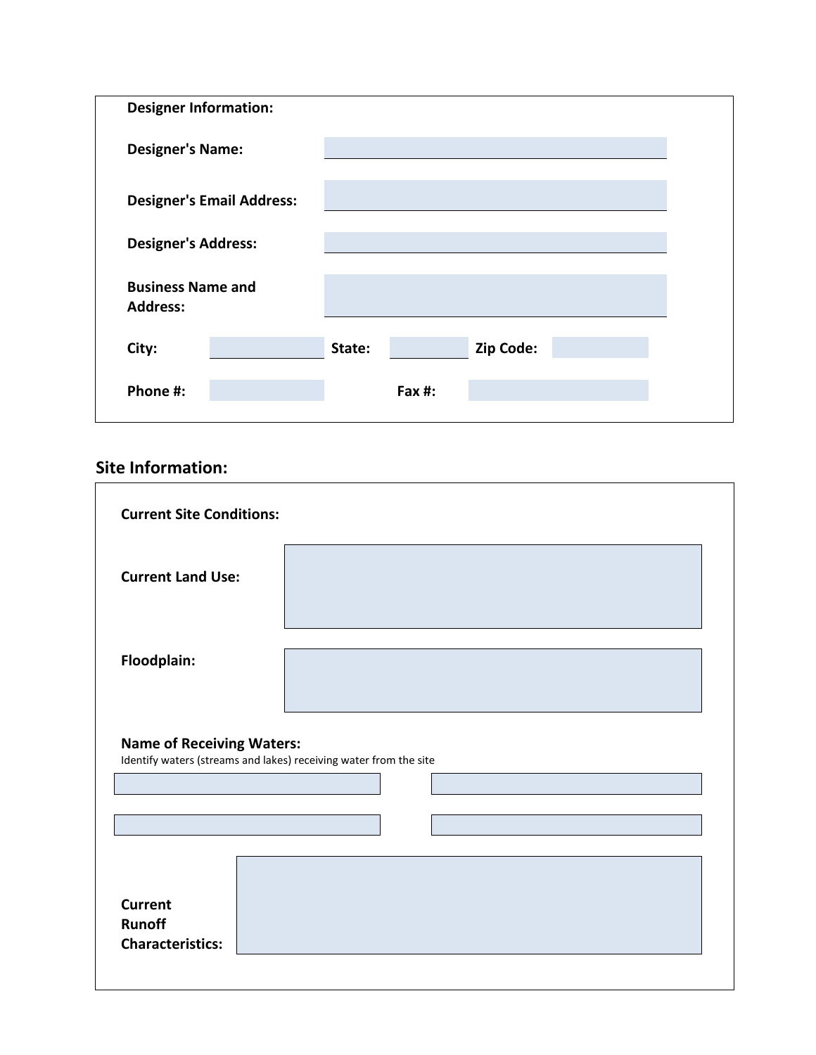**Designer Information:**

**Designer's Name:**

**Designer's Email Address:**

**Designer's Address:**

**Business Name and Address:**

**City:** **State:** **Zip Code:**

**Phone #:** **Fax #:**

## Site Information:

**Current Site Conditions:**

**Current Land Use:**

**Floodplain:**

**Name of Receiving Waters:**
Identify waters (streams and lakes) receiving water from the site

**Current Runoff Characteristics:**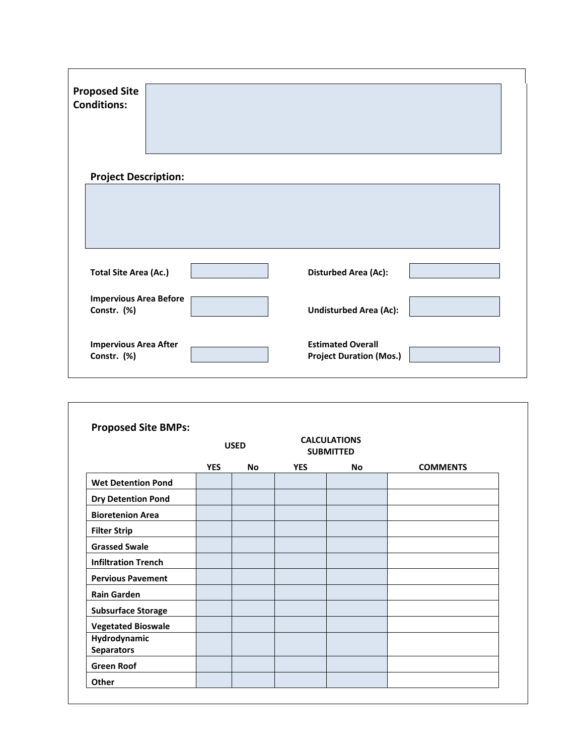**Proposed Site Conditions:**

**Project Description:**

| | | | |
|---|---|---|---|
| **Total Site Area (Ac.)** | | **Disturbed Area (Ac):** | |
| **Impervious Area Before Constr. (%)** | | **Undisturbed Area (Ac):** | |
| **Impervious Area After Constr. (%)** | | **Estimated Overall Project Duration (Mos.)** | |

**Proposed Site BMPs:**

| | USED | | CALCULATIONS SUBMITTED | | |
|---|---|---|---|---|---|
| | **YES** | **No** | **YES** | **No** | **COMMENTS** |
| **Wet Detention Pond** | | | | | |
| **Dry Detention Pond** | | | | | |
| **Bioretenion Area** | | | | | |
| **Filter Strip** | | | | | |
| **Grassed Swale** | | | | | |
| **Infiltration Trench** | | | | | |
| **Pervious Pavement** | | | | | |
| **Rain Garden** | | | | | |
| **Subsurface Storage** | | | | | |
| **Vegetated Bioswale** | | | | | |
| **Hydrodynamic Separators** | | | | | |
| **Green Roof** | | | | | |
| **Other** | | | | | |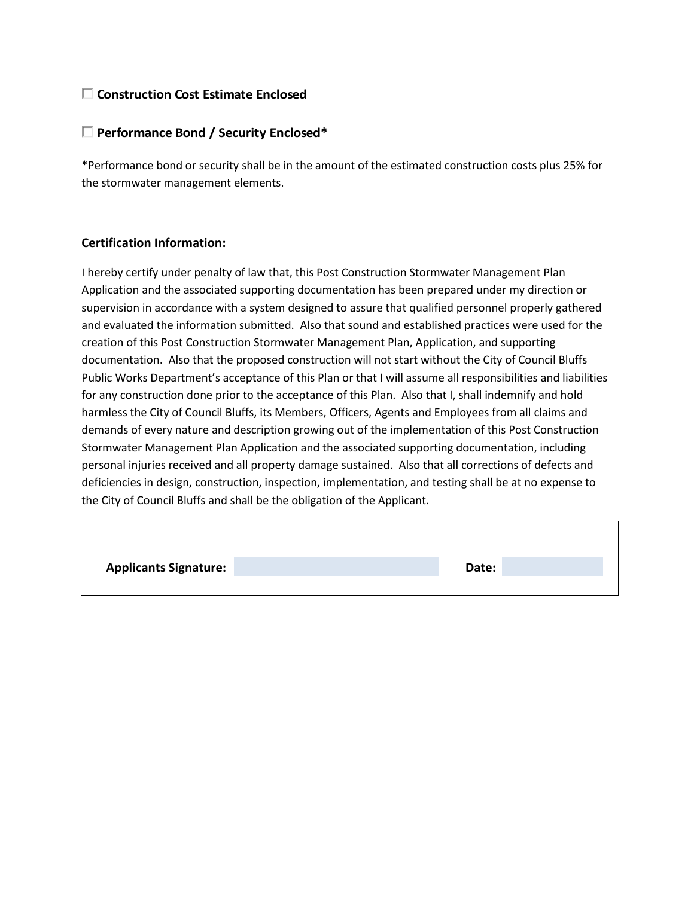☐ **Construction Cost Estimate Enclosed**

☐ **Performance Bond / Security Enclosed***

*Performance bond or security shall be in the amount of the estimated construction costs plus 25% for the stormwater management elements.

**Certification Information:**

I hereby certify under penalty of law that, this Post Construction Stormwater Management Plan Application and the associated supporting documentation has been prepared under my direction or supervision in accordance with a system designed to assure that qualified personnel properly gathered and evaluated the information submitted. Also that sound and established practices were used for the creation of this Post Construction Stormwater Management Plan, Application, and supporting documentation. Also that the proposed construction will not start without the City of Council Bluffs Public Works Department's acceptance of this Plan or that I will assume all responsibilities and liabilities for any construction done prior to the acceptance of this Plan. Also that I, shall indemnify and hold harmless the City of Council Bluffs, its Members, Officers, Agents and Employees from all claims and demands of every nature and description growing out of the implementation of this Post Construction Stormwater Management Plan Application and the associated supporting documentation, including personal injuries received and all property damage sustained. Also that all corrections of defects and deficiencies in design, construction, inspection, implementation, and testing shall be at no expense to the City of Council Bluffs and shall be the obligation of the Applicant.

**Applicants Signature:** ______________________ **Date:** ____________